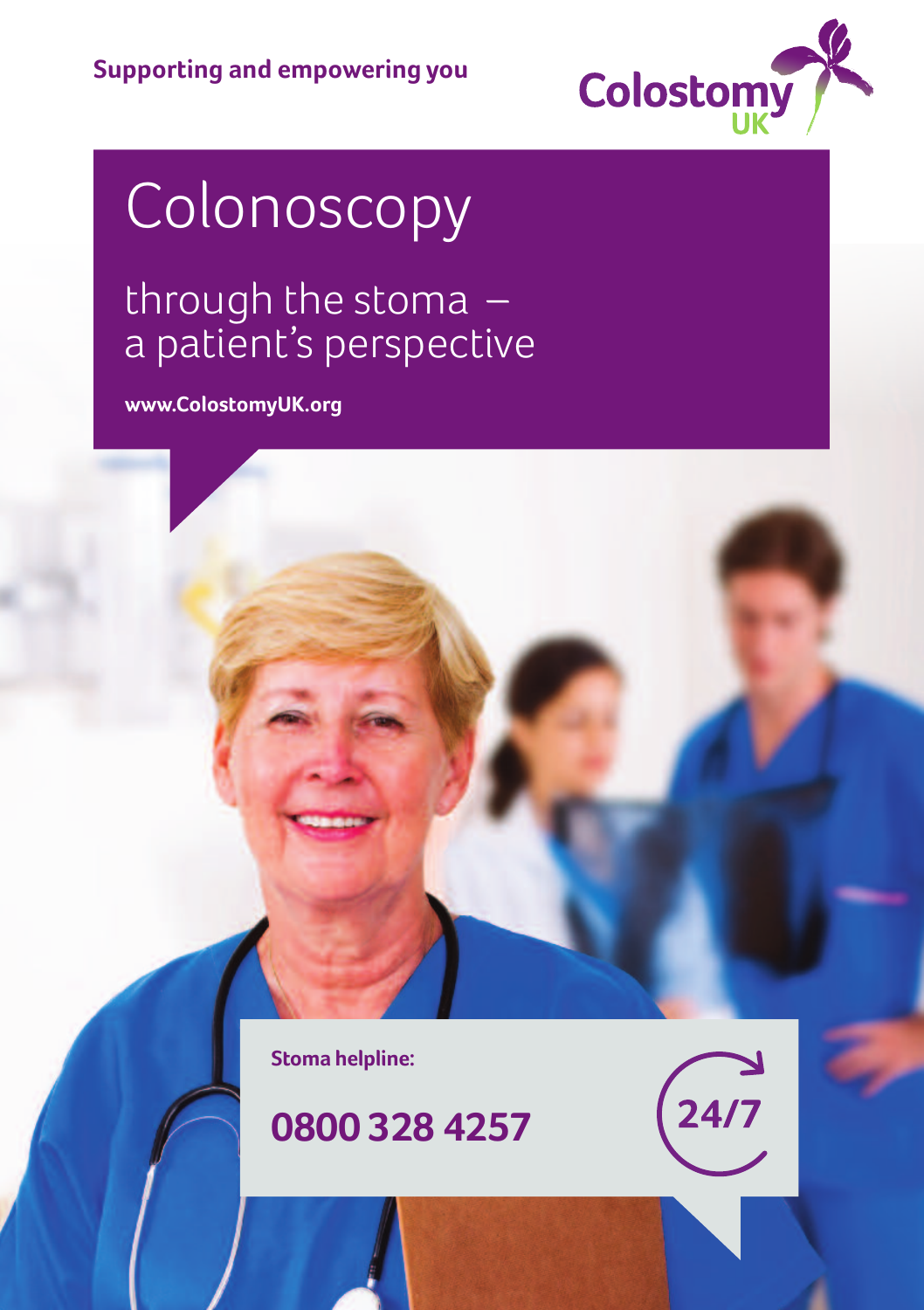Supporting and empowering you

Colostomy UK

# Colonoscopy

## through the stoma – a patient's perspective

**www.ColostomyUK.org**

**Stoma helpline:**

**0800 328 4257**

**24/7**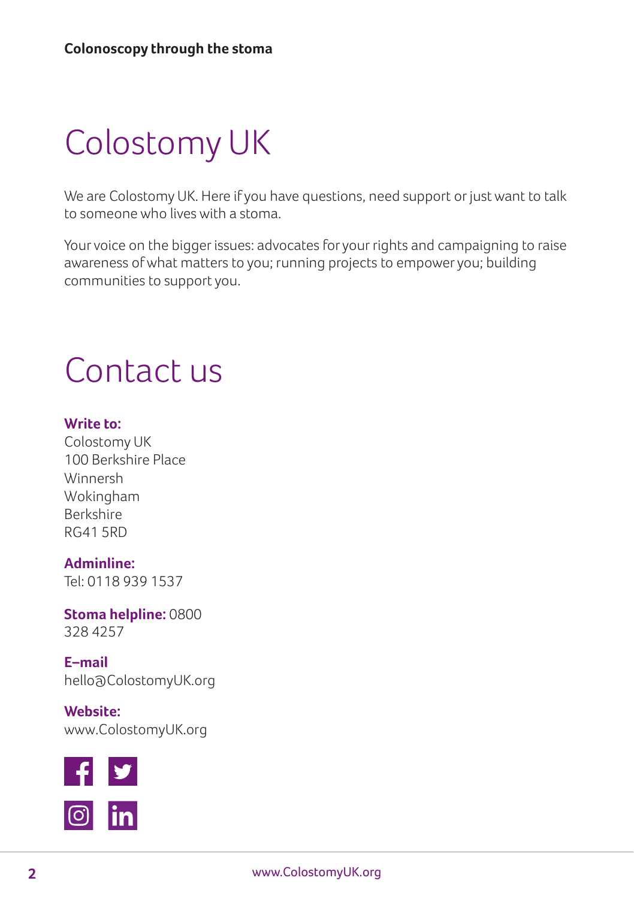# Colostomy UK

We are Colostomy UK. Here if you have questions, need support or just want to talk to someone who lives with a stoma.

Your voice on the bigger issues: advocates for your rights and campaigning to raise awareness of what matters to you; running projects to empower you; building communities to support you.

# Contact us

**Write to:**
Colostomy UK
100 Berkshire Place
Winnersh
Wokingham
Berkshire
RG41 5RD

**Adminline:**
Tel: 0118 939 1537

**Stoma helpline:** 0800 328 4257

**E–mail**
hello@ColostomyUK.org

**Website:**
www.ColostomyUK.org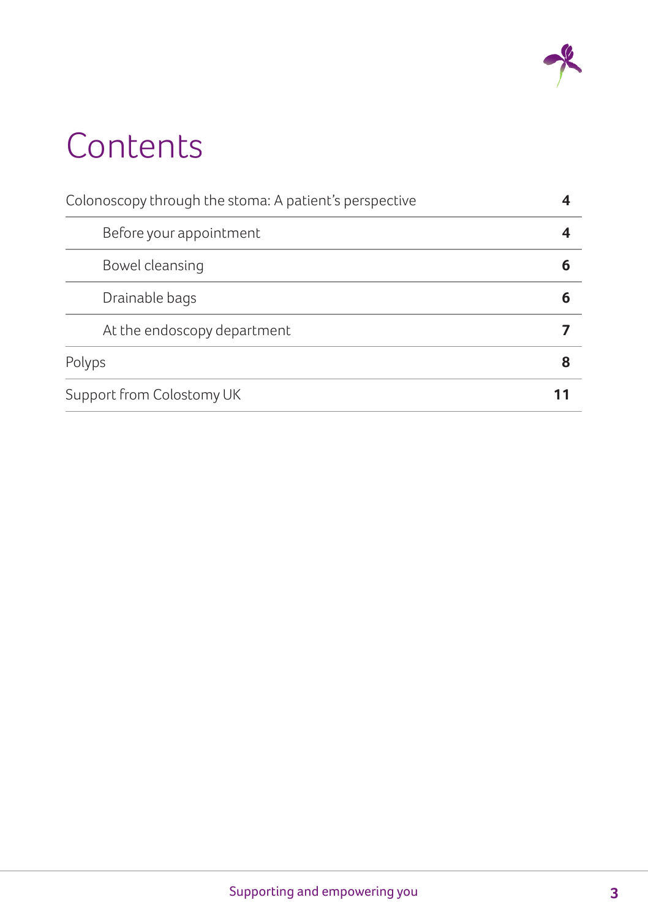# Contents

| | |
|---|---|
| Colonoscopy through the stoma: A patient's perspective | **4** |
| Before your appointment | **4** |
| Bowel cleansing | **6** |
| Drainable bags | **6** |
| At the endoscopy department | **7** |
| Polyps | **8** |
| Support from Colostomy UK | **11** |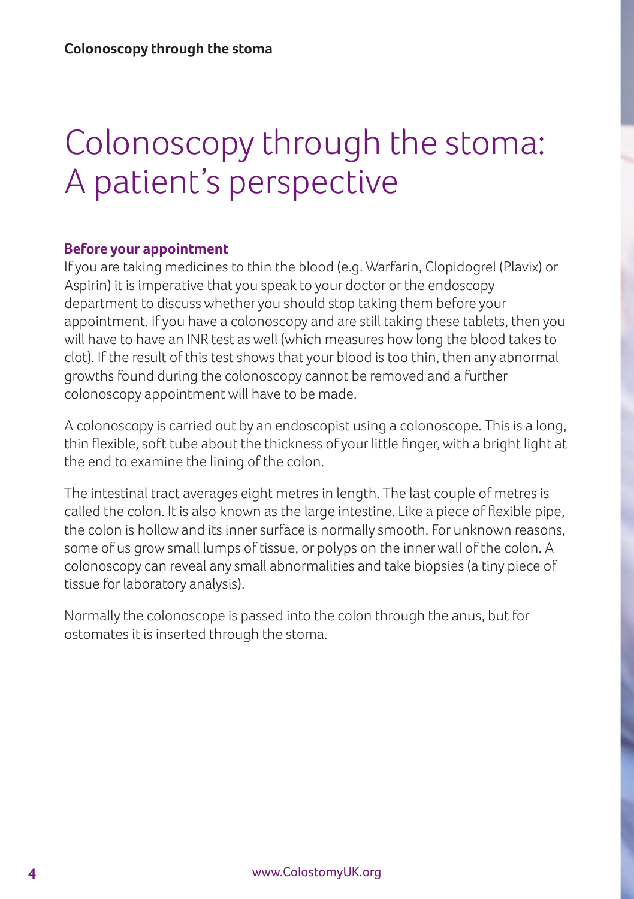# Colonoscopy through the stoma: A patient's perspective

### Before your appointment

If you are taking medicines to thin the blood (e.g. Warfarin, Clopidogrel (Plavix) or Aspirin) it is imperative that you speak to your doctor or the endoscopy department to discuss whether you should stop taking them before your appointment. If you have a colonoscopy and are still taking these tablets, then you will have to have an INR test as well (which measures how long the blood takes to clot). If the result of this test shows that your blood is too thin, then any abnormal growths found during the colonoscopy cannot be removed and a further colonoscopy appointment will have to be made.

A colonoscopy is carried out by an endoscopist using a colonoscope. This is a long, thin flexible, soft tube about the thickness of your little finger, with a bright light at the end to examine the lining of the colon.

The intestinal tract averages eight metres in length. The last couple of metres is called the colon. It is also known as the large intestine. Like a piece of flexible pipe, the colon is hollow and its inner surface is normally smooth. For unknown reasons, some of us grow small lumps of tissue, or polyps on the inner wall of the colon. A colonoscopy can reveal any small abnormalities and take biopsies (a tiny piece of tissue for laboratory analysis).

Normally the colonoscope is passed into the colon through the anus, but for ostomates it is inserted through the stoma.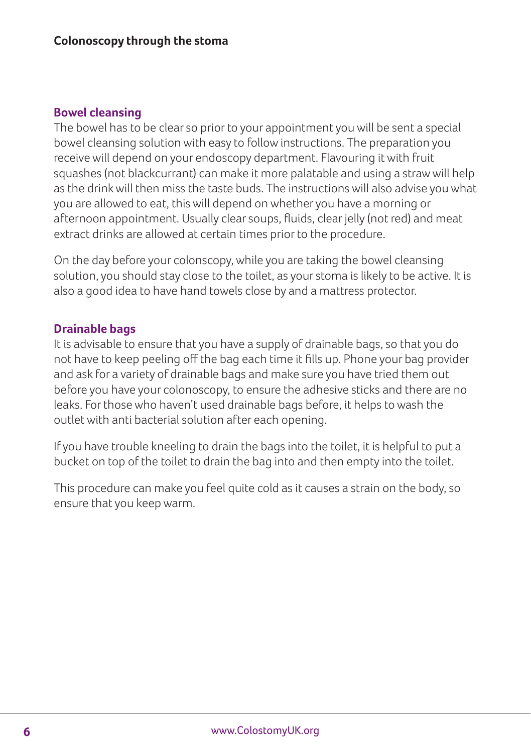## Bowel cleansing

The bowel has to be clear so prior to your appointment you will be sent a special bowel cleansing solution with easy to follow instructions. The preparation you receive will depend on your endoscopy department. Flavouring it with fruit squashes (not blackcurrant) can make it more palatable and using a straw will help as the drink will then miss the taste buds. The instructions will also advise you what you are allowed to eat, this will depend on whether you have a morning or afternoon appointment. Usually clear soups, fluids, clear jelly (not red) and meat extract drinks are allowed at certain times prior to the procedure.

On the day before your colonscopy, while you are taking the bowel cleansing solution, you should stay close to the toilet, as your stoma is likely to be active. It is also a good idea to have hand towels close by and a mattress protector.

## Drainable bags

It is advisable to ensure that you have a supply of drainable bags, so that you do not have to keep peeling off the bag each time it fills up. Phone your bag provider and ask for a variety of drainable bags and make sure you have tried them out before you have your colonoscopy, to ensure the adhesive sticks and there are no leaks. For those who haven't used drainable bags before, it helps to wash the outlet with anti bacterial solution after each opening.

If you have trouble kneeling to drain the bags into the toilet, it is helpful to put a bucket on top of the toilet to drain the bag into and then empty into the toilet.

This procedure can make you feel quite cold as it causes a strain on the body, so ensure that you keep warm.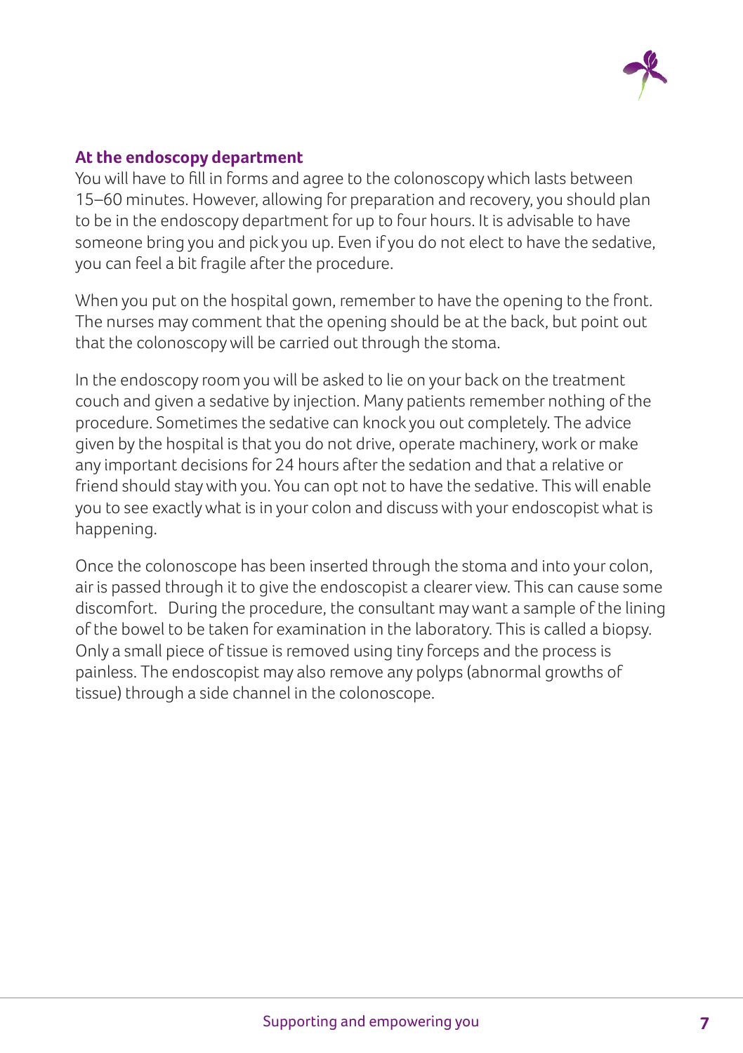## At the endoscopy department

You will have to fill in forms and agree to the colonoscopy which lasts between 15–60 minutes. However, allowing for preparation and recovery, you should plan to be in the endoscopy department for up to four hours. It is advisable to have someone bring you and pick you up. Even if you do not elect to have the sedative, you can feel a bit fragile after the procedure.

When you put on the hospital gown, remember to have the opening to the front. The nurses may comment that the opening should be at the back, but point out that the colonoscopy will be carried out through the stoma.

In the endoscopy room you will be asked to lie on your back on the treatment couch and given a sedative by injection. Many patients remember nothing of the procedure. Sometimes the sedative can knock you out completely. The advice given by the hospital is that you do not drive, operate machinery, work or make any important decisions for 24 hours after the sedation and that a relative or friend should stay with you. You can opt not to have the sedative. This will enable you to see exactly what is in your colon and discuss with your endoscopist what is happening.

Once the colonoscope has been inserted through the stoma and into your colon, air is passed through it to give the endoscopist a clearer view. This can cause some discomfort. During the procedure, the consultant may want a sample of the lining of the bowel to be taken for examination in the laboratory. This is called a biopsy. Only a small piece of tissue is removed using tiny forceps and the process is painless. The endoscopist may also remove any polyps (abnormal growths of tissue) through a side channel in the colonoscope.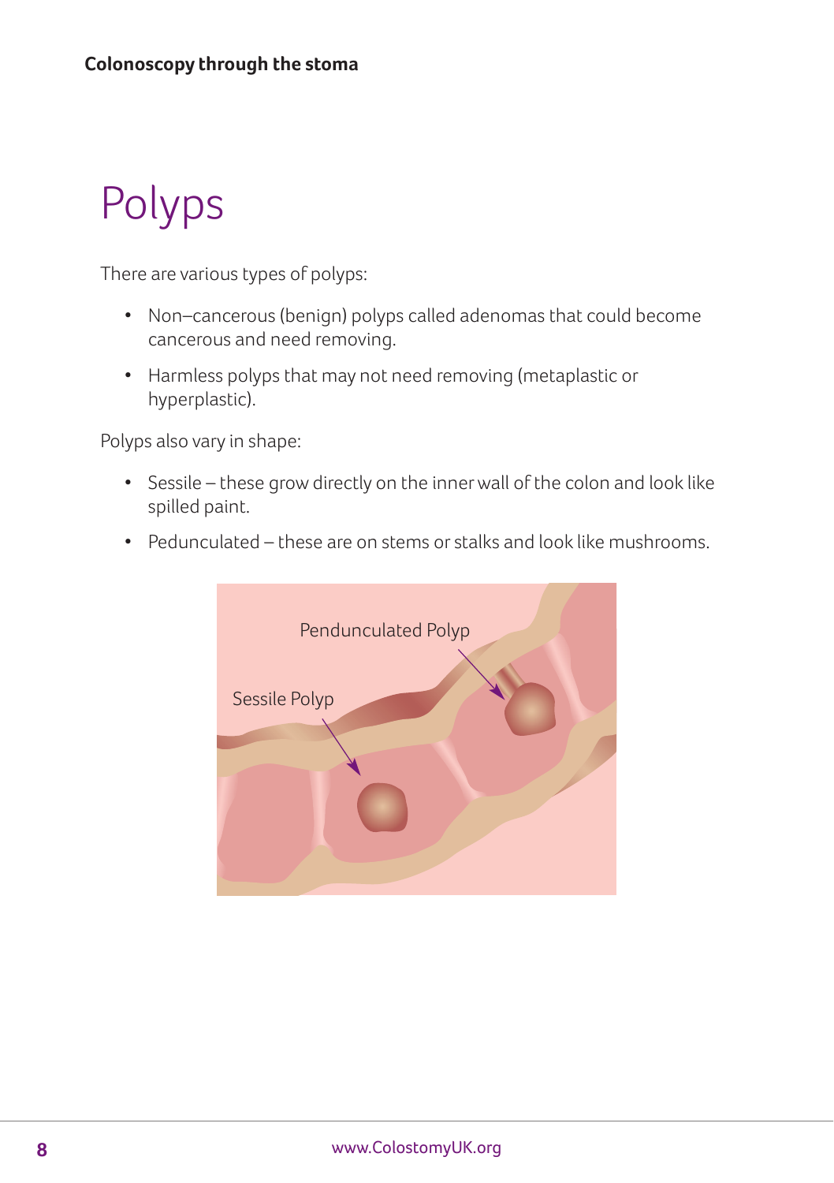# Polyps

There are various types of polyps:

- Non–cancerous (benign) polyps called adenomas that could become cancerous and need removing.
- Harmless polyps that may not need removing (metaplastic or hyperplastic).

Polyps also vary in shape:

- Sessile – these grow directly on the inner wall of the colon and look like spilled paint.
- Pedunculated – these are on stems or stalks and look like mushrooms.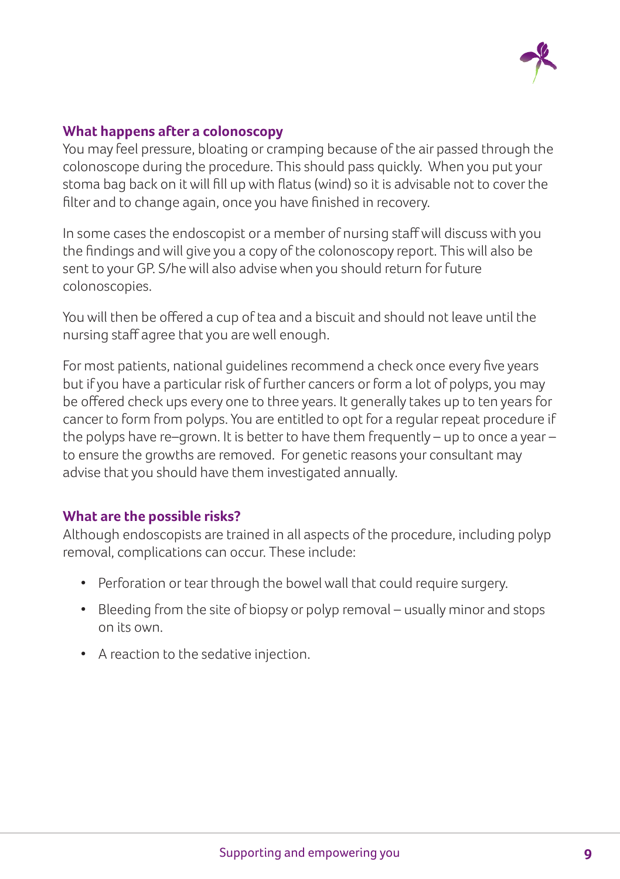## What happens after a colonoscopy

You may feel pressure, bloating or cramping because of the air passed through the colonoscope during the procedure. This should pass quickly. When you put your stoma bag back on it will fill up with flatus (wind) so it is advisable not to cover the filter and to change again, once you have finished in recovery.

In some cases the endoscopist or a member of nursing staff will discuss with you the findings and will give you a copy of the colonoscopy report. This will also be sent to your GP. S/he will also advise when you should return for future colonoscopies.

You will then be offered a cup of tea and a biscuit and should not leave until the nursing staff agree that you are well enough.

For most patients, national guidelines recommend a check once every five years but if you have a particular risk of further cancers or form a lot of polyps, you may be offered check ups every one to three years. It generally takes up to ten years for cancer to form from polyps. You are entitled to opt for a regular repeat procedure if the polyps have re–grown. It is better to have them frequently – up to once a year – to ensure the growths are removed. For genetic reasons your consultant may advise that you should have them investigated annually.

## What are the possible risks?

Although endoscopists are trained in all aspects of the procedure, including polyp removal, complications can occur. These include:

- Perforation or tear through the bowel wall that could require surgery.
- Bleeding from the site of biopsy or polyp removal – usually minor and stops on its own.
- A reaction to the sedative injection.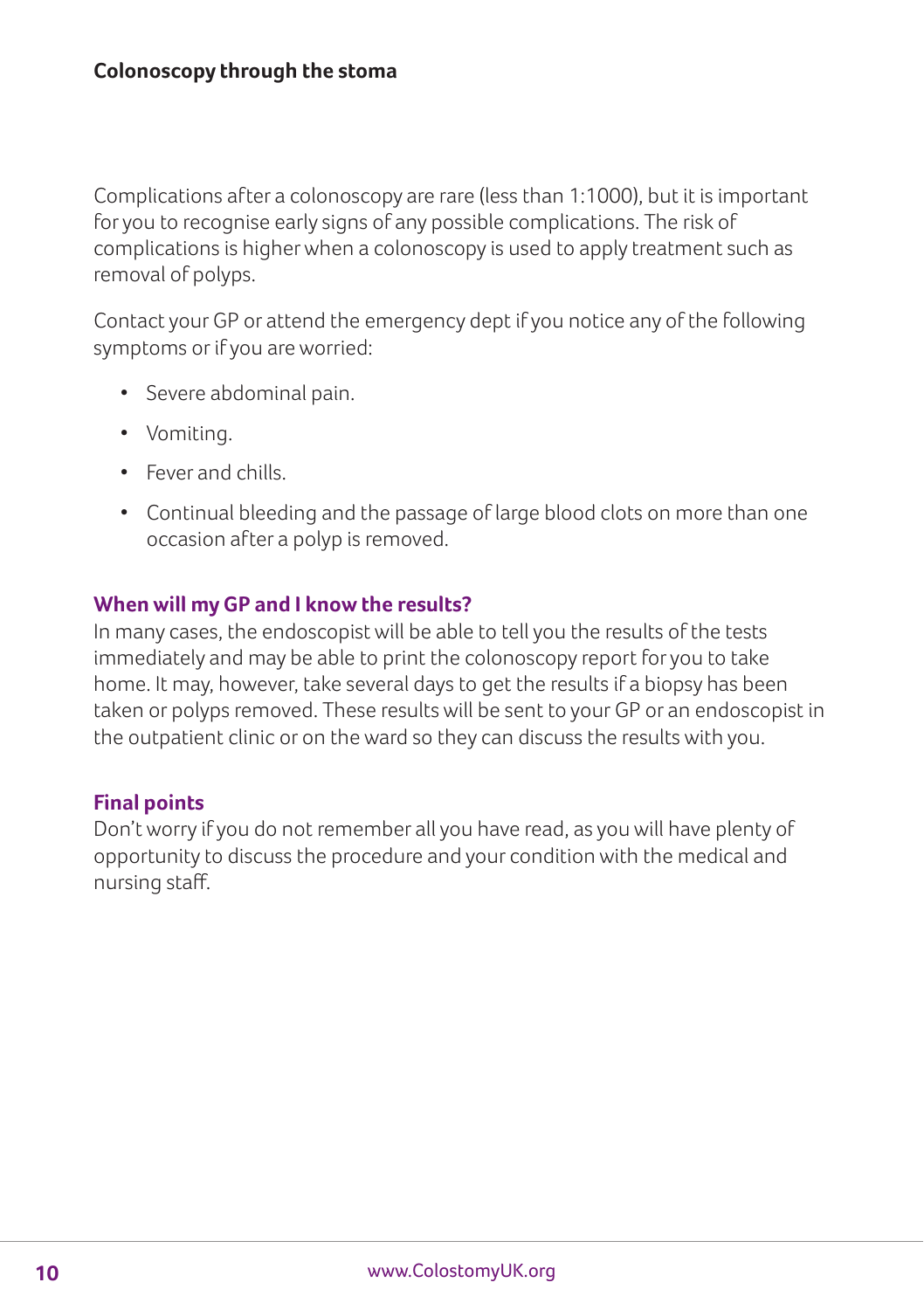Complications after a colonoscopy are rare (less than 1:1000), but it is important for you to recognise early signs of any possible complications. The risk of complications is higher when a colonoscopy is used to apply treatment such as removal of polyps.

Contact your GP or attend the emergency dept if you notice any of the following symptoms or if you are worried:

- Severe abdominal pain.
- Vomiting.
- Fever and chills.
- Continual bleeding and the passage of large blood clots on more than one occasion after a polyp is removed.

### When will my GP and I know the results?

In many cases, the endoscopist will be able to tell you the results of the tests immediately and may be able to print the colonoscopy report for you to take home. It may, however, take several days to get the results if a biopsy has been taken or polyps removed. These results will be sent to your GP or an endoscopist in the outpatient clinic or on the ward so they can discuss the results with you.

### Final points

Don't worry if you do not remember all you have read, as you will have plenty of opportunity to discuss the procedure and your condition with the medical and nursing staff.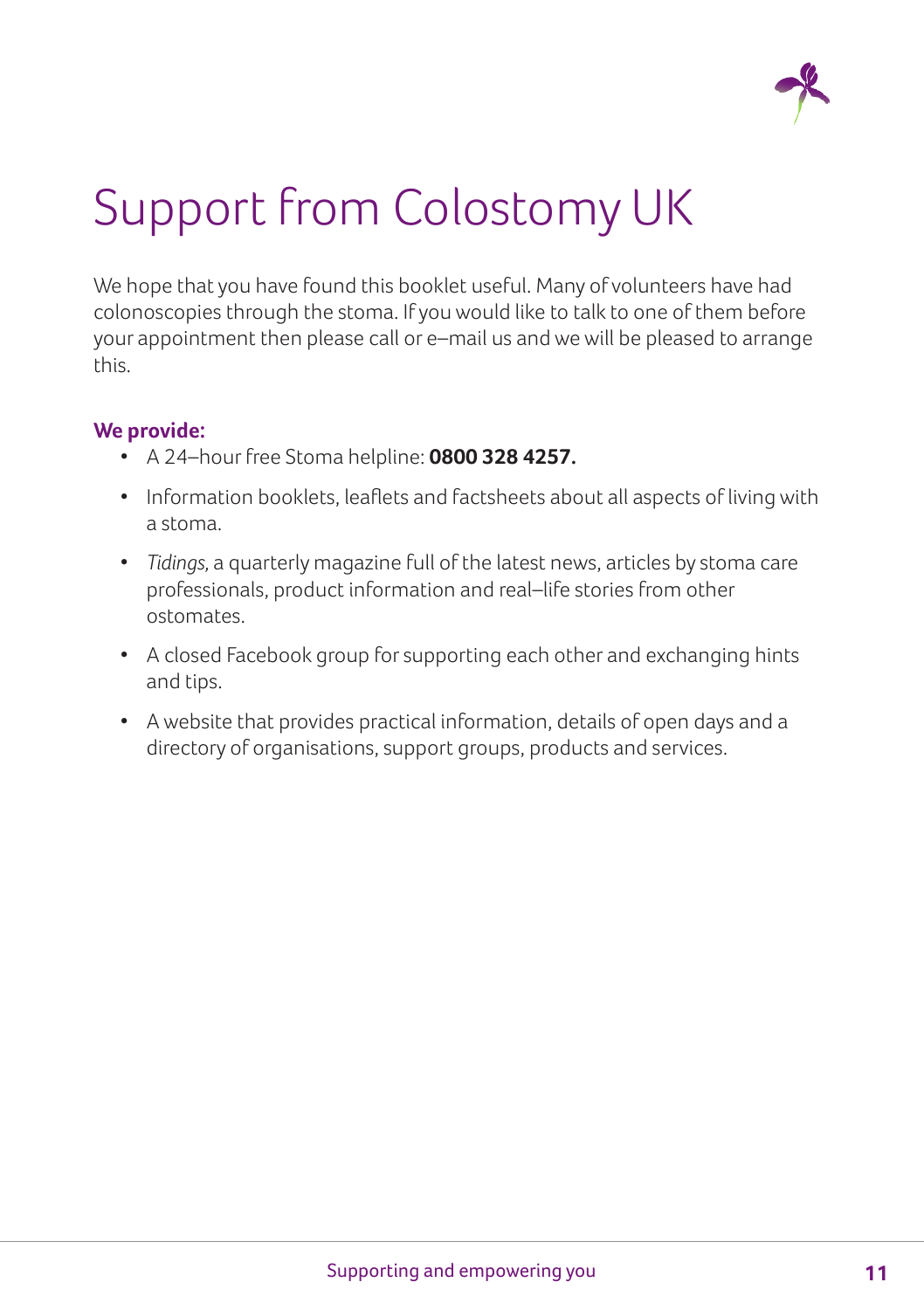# Support from Colostomy UK

We hope that you have found this booklet useful. Many of volunteers have had colonoscopies through the stoma. If you would like to talk to one of them before your appointment then please call or e–mail us and we will be pleased to arrange this.

**We provide:**

- A 24–hour free Stoma helpline: **0800 328 4257.**
- Information booklets, leaflets and factsheets about all aspects of living with a stoma.
- *Tidings,* a quarterly magazine full of the latest news, articles by stoma care professionals, product information and real–life stories from other ostomates.
- A closed Facebook group for supporting each other and exchanging hints and tips.
- A website that provides practical information, details of open days and a directory of organisations, support groups, products and services.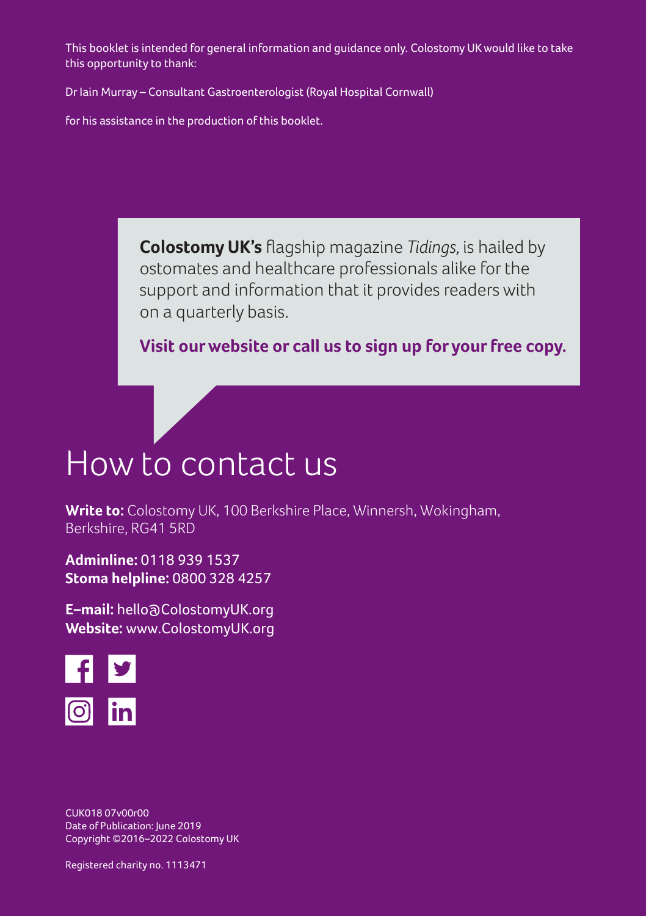This booklet is intended for general information and guidance only. Colostomy UK would like to take this opportunity to thank:

Dr Iain Murray – Consultant Gastroenterologist (Royal Hospital Cornwall)

for his assistance in the production of this booklet.

**Colostomy UK's** flagship magazine *Tidings,* is hailed by ostomates and healthcare professionals alike for the support and information that it provides readers with on a quarterly basis.

**Visit our website or call us to sign up for your free copy.**

# How to contact us

**Write to:** Colostomy UK, 100 Berkshire Place, Winnersh, Wokingham, Berkshire, RG41 5RD

**Adminline:** 0118 939 1537
**Stoma helpline:** 0800 328 4257

**E–mail:** hello@ColostomyUK.org
**Website:** www.ColostomyUK.org

CUK018 07v00r00
Date of Publication: June 2019
Copyright ©2016–2022 Colostomy UK

Registered charity no. 1113471